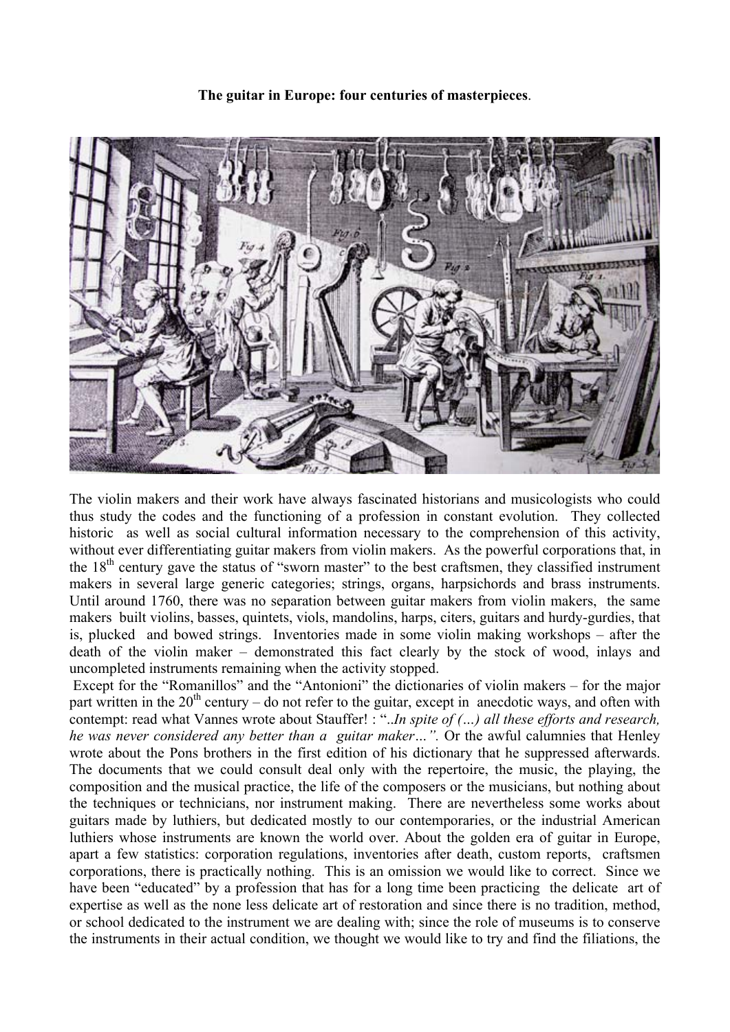**The guitar in Europe: four centuries of masterpieces**.

The violin makers and their work have always fascinated historians and musicologists who could thus study the codes and the functioning of a profession in constant evolution. They collected historic as well as social cultural information necessary to the comprehension of this activity, without ever differentiating guitar makers from violin makers. As the powerful corporations that, in the 18th century gave the status of "sworn master" to the best craftsmen, they classified instrument makers in several large generic categories; strings, organs, harpsichords and brass instruments. Until around 1760, there was no separation between guitar makers from violin makers, the same makers built violins, basses, quintets, viols, mandolins, harps, citers, guitars and hurdy-gurdies, that is, plucked and bowed strings. Inventories made in some violin making workshops – after the death of the violin maker – demonstrated this fact clearly by the stock of wood, inlays and uncompleted instruments remaining when the activity stopped.

Except for the "Romanillos" and the "Antonioni" the dictionaries of violin makers – for the major part written in the 20th century – do not refer to the guitar, except in anecdotic ways, and often with contempt: read what Vannes wrote about Stauffer! : "..*In spite of (…) all these efforts and research, he was never considered any better than a guitar maker…".* Or the awful calumnies that Henley wrote about the Pons brothers in the first edition of his dictionary that he suppressed afterwards. The documents that we could consult deal only with the repertoire, the music, the playing, the composition and the musical practice, the life of the composers or the musicians, but nothing about the techniques or technicians, nor instrument making. There are nevertheless some works about guitars made by luthiers, but dedicated mostly to our contemporaries, or the industrial American luthiers whose instruments are known the world over. About the golden era of guitar in Europe, apart a few statistics: corporation regulations, inventories after death, custom reports, craftsmen corporations, there is practically nothing. This is an omission we would like to correct. Since we have been "educated" by a profession that has for a long time been practicing the delicate art of expertise as well as the none less delicate art of restoration and since there is no tradition, method, or school dedicated to the instrument we are dealing with; since the role of museums is to conserve the instruments in their actual condition, we thought we would like to try and find the filiations, the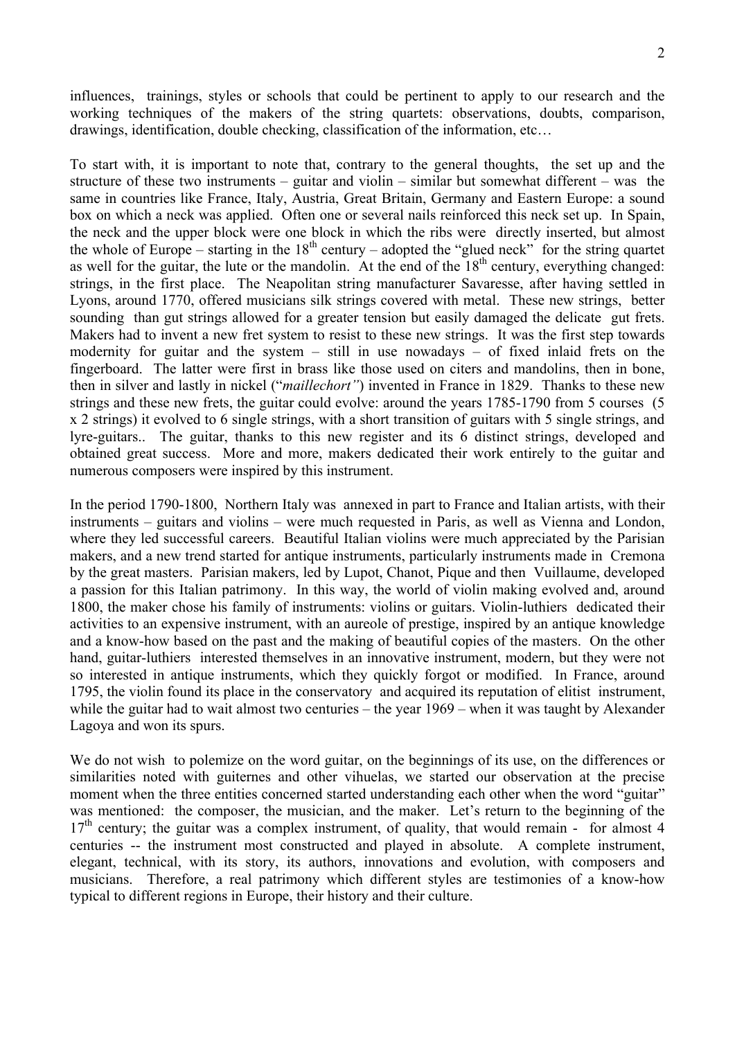influences, trainings, styles or schools that could be pertinent to apply to our research and the working techniques of the makers of the string quartets: observations, doubts, comparison, drawings, identification, double checking, classification of the information, etc…

To start with, it is important to note that, contrary to the general thoughts, the set up and the structure of these two instruments – guitar and violin – similar but somewhat different – was the same in countries like France, Italy, Austria, Great Britain, Germany and Eastern Europe: a sound box on which a neck was applied. Often one or several nails reinforced this neck set up. In Spain, the neck and the upper block were one block in which the ribs were directly inserted, but almost the whole of Europe – starting in the 18th century – adopted the "glued neck" for the string quartet as well for the guitar, the lute or the mandolin. At the end of the 18th century, everything changed: strings, in the first place. The Neapolitan string manufacturer Savaresse, after having settled in Lyons, around 1770, offered musicians silk strings covered with metal. These new strings, better sounding than gut strings allowed for a greater tension but easily damaged the delicate gut frets. Makers had to invent a new fret system to resist to these new strings. It was the first step towards modernity for guitar and the system – still in use nowadays – of fixed inlaid frets on the fingerboard. The latter were first in brass like those used on citers and mandolins, then in bone, then in silver and lastly in nickel ("*maillechort"*) invented in France in 1829. Thanks to these new strings and these new frets, the guitar could evolve: around the years 1785-1790 from 5 courses (5 x 2 strings) it evolved to 6 single strings, with a short transition of guitars with 5 single strings, and lyre-guitars.. The guitar, thanks to this new register and its 6 distinct strings, developed and obtained great success. More and more, makers dedicated their work entirely to the guitar and numerous composers were inspired by this instrument.

In the period 1790-1800, Northern Italy was annexed in part to France and Italian artists, with their instruments – guitars and violins – were much requested in Paris, as well as Vienna and London, where they led successful careers. Beautiful Italian violins were much appreciated by the Parisian makers, and a new trend started for antique instruments, particularly instruments made in Cremona by the great masters. Parisian makers, led by Lupot, Chanot, Pique and then Vuillaume, developed a passion for this Italian patrimony. In this way, the world of violin making evolved and, around 1800, the maker chose his family of instruments: violins or guitars. Violin-luthiers dedicated their activities to an expensive instrument, with an aureole of prestige, inspired by an antique knowledge and a know-how based on the past and the making of beautiful copies of the masters. On the other hand, guitar-luthiers interested themselves in an innovative instrument, modern, but they were not so interested in antique instruments, which they quickly forgot or modified. In France, around 1795, the violin found its place in the conservatory and acquired its reputation of elitist instrument, while the guitar had to wait almost two centuries – the year 1969 – when it was taught by Alexander Lagoya and won its spurs.

We do not wish to polemize on the word guitar, on the beginnings of its use, on the differences or similarities noted with guiternes and other vihuelas, we started our observation at the precise moment when the three entities concerned started understanding each other when the word "guitar" was mentioned: the composer, the musician, and the maker. Let's return to the beginning of the 17th century; the guitar was a complex instrument, of quality, that would remain - for almost 4 centuries -- the instrument most constructed and played in absolute. A complete instrument, elegant, technical, with its story, its authors, innovations and evolution, with composers and musicians. Therefore, a real patrimony which different styles are testimonies of a know-how typical to different regions in Europe, their history and their culture.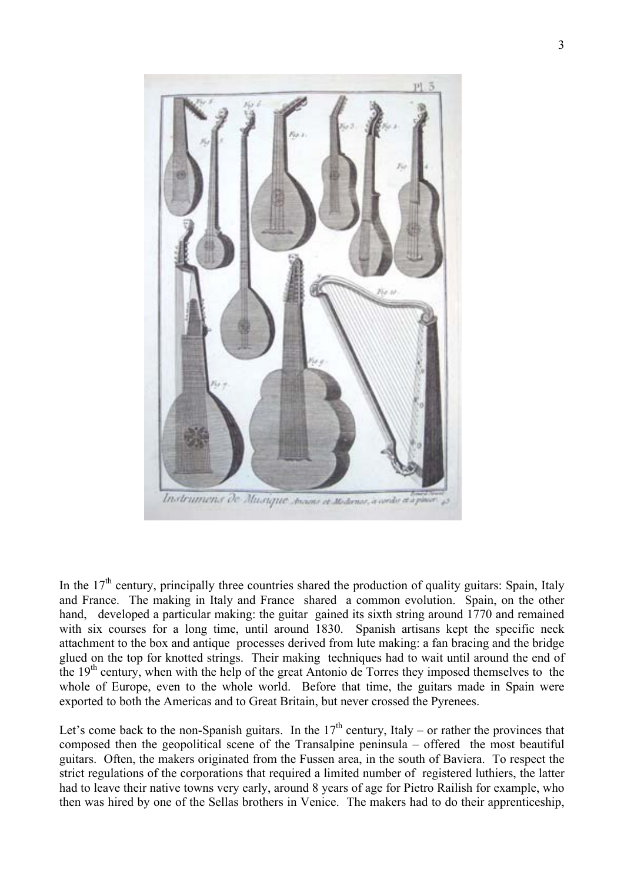In the 17th century, principally three countries shared the production of quality guitars: Spain, Italy and France. The making in Italy and France shared a common evolution. Spain, on the other hand, developed a particular making: the guitar gained its sixth string around 1770 and remained with six courses for a long time, until around 1830. Spanish artisans kept the specific neck attachment to the box and antique processes derived from lute making: a fan bracing and the bridge glued on the top for knotted strings. Their making techniques had to wait until around the end of the 19th century, when with the help of the great Antonio de Torres they imposed themselves to the whole of Europe, even to the whole world. Before that time, the guitars made in Spain were exported to both the Americas and to Great Britain, but never crossed the Pyrenees.

Let's come back to the non-Spanish guitars. In the 17th century, Italy – or rather the provinces that composed then the geopolitical scene of the Transalpine peninsula – offered the most beautiful guitars. Often, the makers originated from the Fussen area, in the south of Baviera. To respect the strict regulations of the corporations that required a limited number of registered luthiers, the latter had to leave their native towns very early, around 8 years of age for Pietro Railish for example, who then was hired by one of the Sellas brothers in Venice. The makers had to do their apprenticeship,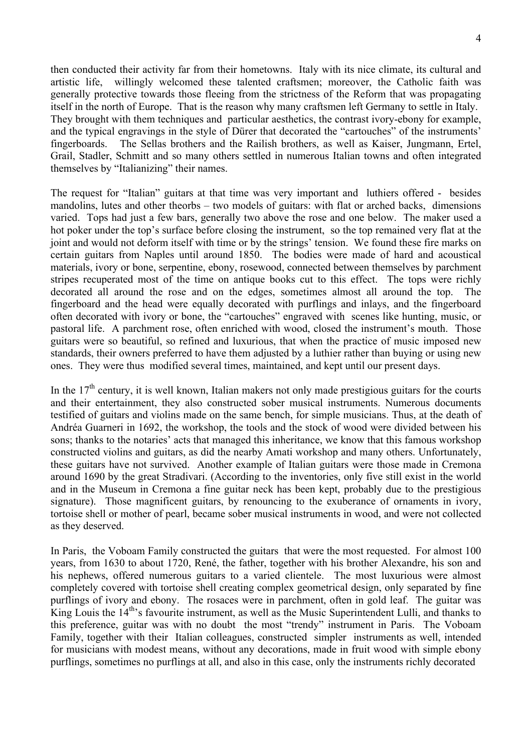then conducted their activity far from their hometowns. Italy with its nice climate, its cultural and artistic life, willingly welcomed these talented craftsmen; moreover, the Catholic faith was generally protective towards those fleeing from the strictness of the Reform that was propagating itself in the north of Europe. That is the reason why many craftsmen left Germany to settle in Italy. They brought with them techniques and particular aesthetics, the contrast ivory-ebony for example, and the typical engravings in the style of Dürer that decorated the "cartouches" of the instruments' fingerboards. The Sellas brothers and the Railish brothers, as well as Kaiser, Jungmann, Ertel, Grail, Stadler, Schmitt and so many others settled in numerous Italian towns and often integrated themselves by "Italianizing" their names.

The request for "Italian" guitars at that time was very important and luthiers offered - besides mandolins, lutes and other theorbs – two models of guitars: with flat or arched backs, dimensions varied. Tops had just a few bars, generally two above the rose and one below. The maker used a hot poker under the top's surface before closing the instrument, so the top remained very flat at the joint and would not deform itself with time or by the strings' tension. We found these fire marks on certain guitars from Naples until around 1850. The bodies were made of hard and acoustical materials, ivory or bone, serpentine, ebony, rosewood, connected between themselves by parchment stripes recuperated most of the time on antique books cut to this effect. The tops were richly decorated all around the rose and on the edges, sometimes almost all around the top. The fingerboard and the head were equally decorated with purflings and inlays, and the fingerboard often decorated with ivory or bone, the "cartouches" engraved with scenes like hunting, music, or pastoral life. A parchment rose, often enriched with wood, closed the instrument's mouth. Those guitars were so beautiful, so refined and luxurious, that when the practice of music imposed new standards, their owners preferred to have them adjusted by a luthier rather than buying or using new ones. They were thus modified several times, maintained, and kept until our present days.

In the 17th century, it is well known, Italian makers not only made prestigious guitars for the courts and their entertainment, they also constructed sober musical instruments. Numerous documents testified of guitars and violins made on the same bench, for simple musicians. Thus, at the death of Andréa Guarneri in 1692, the workshop, the tools and the stock of wood were divided between his sons; thanks to the notaries' acts that managed this inheritance, we know that this famous workshop constructed violins and guitars, as did the nearby Amati workshop and many others. Unfortunately, these guitars have not survived. Another example of Italian guitars were those made in Cremona around 1690 by the great Stradivari. (According to the inventories, only five still exist in the world and in the Museum in Cremona a fine guitar neck has been kept, probably due to the prestigious signature). Those magnificent guitars, by renouncing to the exuberance of ornaments in ivory, tortoise shell or mother of pearl, became sober musical instruments in wood, and were not collected as they deserved.

In Paris, the Voboam Family constructed the guitars that were the most requested. For almost 100 years, from 1630 to about 1720, René, the father, together with his brother Alexandre, his son and his nephews, offered numerous guitars to a varied clientele. The most luxurious were almost completely covered with tortoise shell creating complex geometrical design, only separated by fine purflings of ivory and ebony. The rosaces were in parchment, often in gold leaf. The guitar was King Louis the 14th's favourite instrument, as well as the Music Superintendent Lulli, and thanks to this preference, guitar was with no doubt the most "trendy" instrument in Paris. The Voboam Family, together with their Italian colleagues, constructed simpler instruments as well, intended for musicians with modest means, without any decorations, made in fruit wood with simple ebony purflings, sometimes no purflings at all, and also in this case, only the instruments richly decorated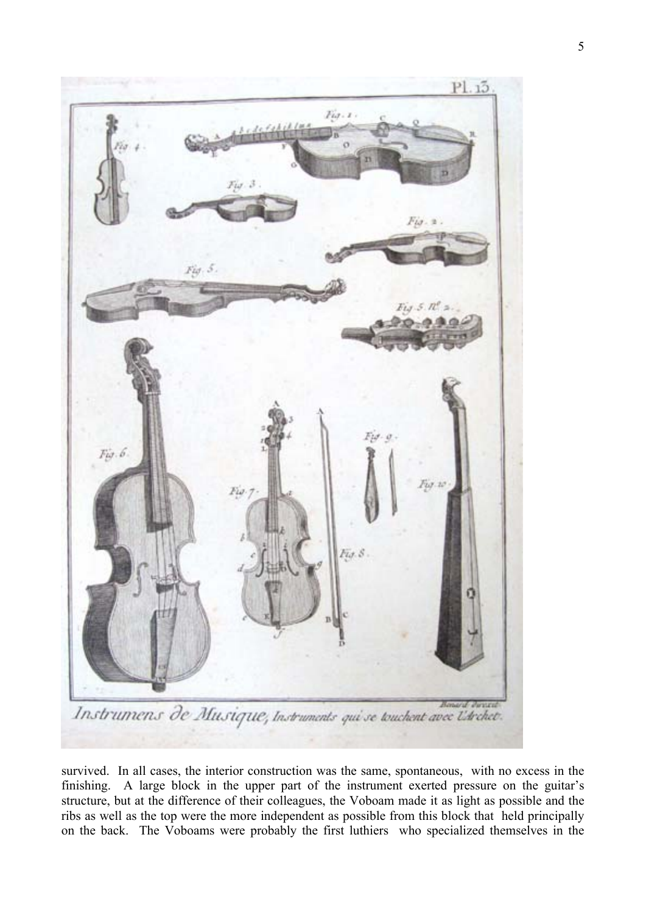survived. In all cases, the interior construction was the same, spontaneous, with no excess in the finishing. A large block in the upper part of the instrument exerted pressure on the guitar's structure, but at the difference of their colleagues, the Voboam made it as light as possible and the ribs as well as the top were the more independent as possible from this block that held principally on the back. The Voboams were probably the first luthiers who specialized themselves in the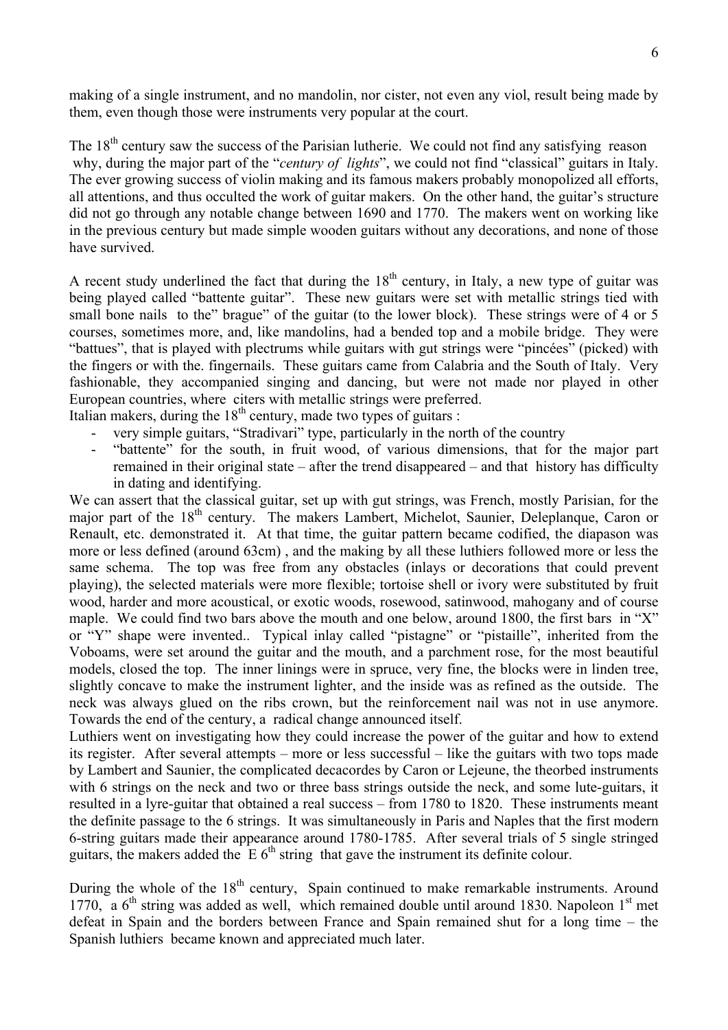making of a single instrument, and no mandolin, nor cister, not even any viol, result being made by them, even though those were instruments very popular at the court.

The 18th century saw the success of the Parisian lutherie. We could not find any satisfying reason why, during the major part of the "*century of lights*", we could not find "classical" guitars in Italy. The ever growing success of violin making and its famous makers probably monopolized all efforts, all attentions, and thus occulted the work of guitar makers. On the other hand, the guitar's structure did not go through any notable change between 1690 and 1770. The makers went on working like in the previous century but made simple wooden guitars without any decorations, and none of those have survived.

A recent study underlined the fact that during the 18th century, in Italy, a new type of guitar was being played called "battente guitar". These new guitars were set with metallic strings tied with small bone nails to the" brague" of the guitar (to the lower block). These strings were of 4 or 5 courses, sometimes more, and, like mandolins, had a bended top and a mobile bridge. They were "battues", that is played with plectrums while guitars with gut strings were "pincées" (picked) with the fingers or with the. fingernails. These guitars came from Calabria and the South of Italy. Very fashionable, they accompanied singing and dancing, but were not made nor played in other European countries, where citers with metallic strings were preferred.

Italian makers, during the 18th century, made two types of guitars :

- very simple guitars, "Stradivari" type, particularly in the north of the country
- "battente" for the south, in fruit wood, of various dimensions, that for the major part remained in their original state – after the trend disappeared – and that history has difficulty in dating and identifying.

We can assert that the classical guitar, set up with gut strings, was French, mostly Parisian, for the major part of the 18th century. The makers Lambert, Michelot, Saunier, Deleplanque, Caron or Renault, etc. demonstrated it. At that time, the guitar pattern became codified, the diapason was more or less defined (around 63cm) , and the making by all these luthiers followed more or less the same schema. The top was free from any obstacles (inlays or decorations that could prevent playing), the selected materials were more flexible; tortoise shell or ivory were substituted by fruit wood, harder and more acoustical, or exotic woods, rosewood, satinwood, mahogany and of course maple. We could find two bars above the mouth and one below, around 1800, the first bars in "X" or "Y" shape were invented.. Typical inlay called "pistagne" or "pistaille", inherited from the Voboams, were set around the guitar and the mouth, and a parchment rose, for the most beautiful models, closed the top. The inner linings were in spruce, very fine, the blocks were in linden tree, slightly concave to make the instrument lighter, and the inside was as refined as the outside. The neck was always glued on the ribs crown, but the reinforcement nail was not in use anymore. Towards the end of the century, a radical change announced itself.

Luthiers went on investigating how they could increase the power of the guitar and how to extend its register. After several attempts – more or less successful – like the guitars with two tops made by Lambert and Saunier, the complicated decacordes by Caron or Lejeune, the theorbed instruments with 6 strings on the neck and two or three bass strings outside the neck, and some lute-guitars, it resulted in a lyre-guitar that obtained a real success – from 1780 to 1820. These instruments meant the definite passage to the 6 strings. It was simultaneously in Paris and Naples that the first modern 6-string guitars made their appearance around 1780-1785. After several trials of 5 single stringed guitars, the makers added the E 6th string that gave the instrument its definite colour.

During the whole of the 18th century, Spain continued to make remarkable instruments. Around 1770, a 6th string was added as well, which remained double until around 1830. Napoleon 1st met defeat in Spain and the borders between France and Spain remained shut for a long time – the Spanish luthiers became known and appreciated much later.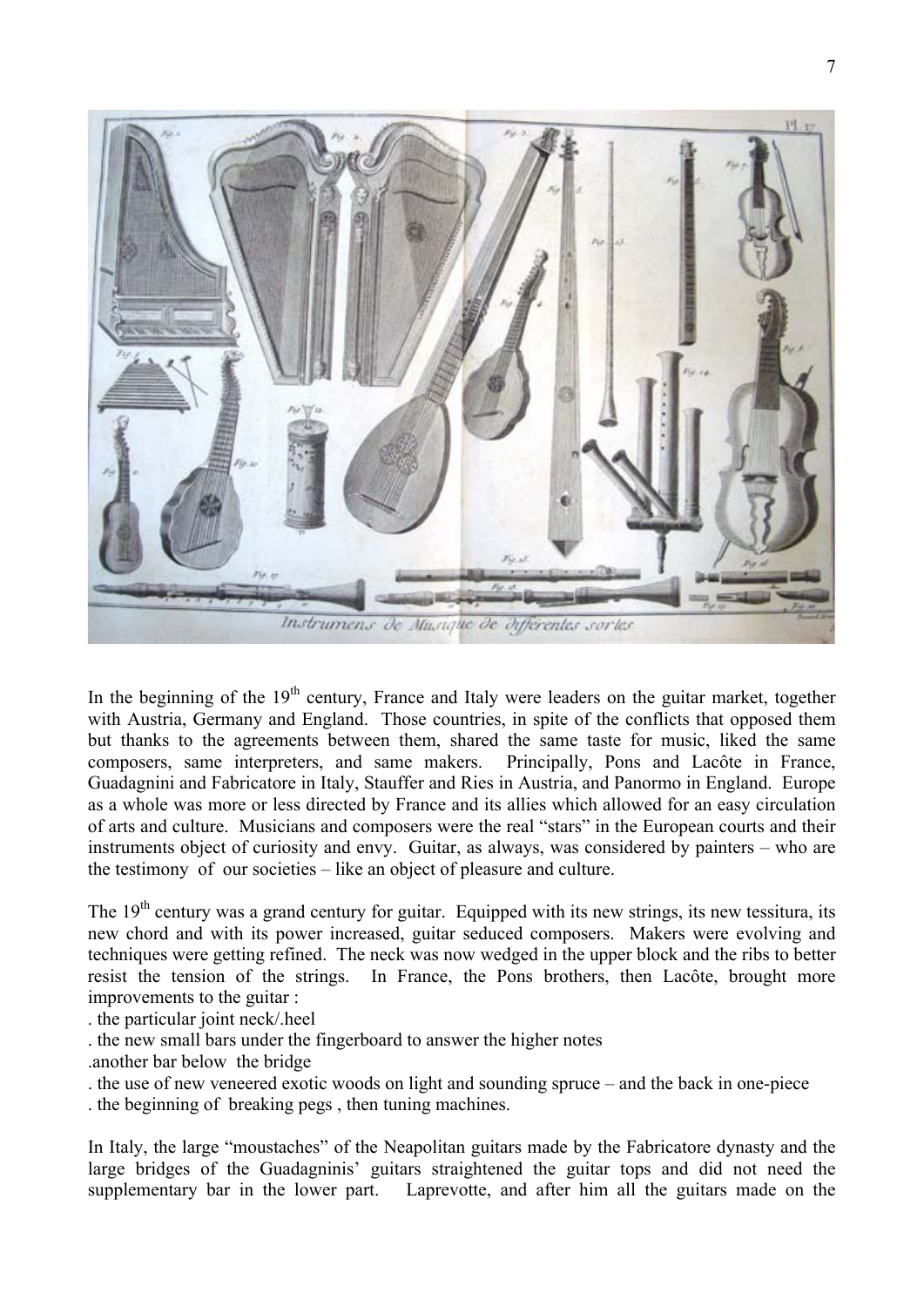In the beginning of the 19th century, France and Italy were leaders on the guitar market, together with Austria, Germany and England. Those countries, in spite of the conflicts that opposed them but thanks to the agreements between them, shared the same taste for music, liked the same composers, same interpreters, and same makers. Principally, Pons and Lacôte in France, Guadagnini and Fabricatore in Italy, Stauffer and Ries in Austria, and Panormo in England. Europe as a whole was more or less directed by France and its allies which allowed for an easy circulation of arts and culture. Musicians and composers were the real "stars" in the European courts and their instruments object of curiosity and envy. Guitar, as always, was considered by painters – who are the testimony of our societies – like an object of pleasure and culture.

The 19th century was a grand century for guitar. Equipped with its new strings, its new tessitura, its new chord and with its power increased, guitar seduced composers. Makers were evolving and techniques were getting refined. The neck was now wedged in the upper block and the ribs to better resist the tension of the strings. In France, the Pons brothers, then Lacôte, brought more improvements to the guitar :

. the particular joint neck/.heel
. the new small bars under the fingerboard to answer the higher notes
.another bar below the bridge
. the use of new veneered exotic woods on light and sounding spruce – and the back in one-piece
. the beginning of breaking pegs , then tuning machines.

In Italy, the large "moustaches" of the Neapolitan guitars made by the Fabricatore dynasty and the large bridges of the Guadagninis' guitars straightened the guitar tops and did not need the supplementary bar in the lower part. Laprevotte, and after him all the guitars made on the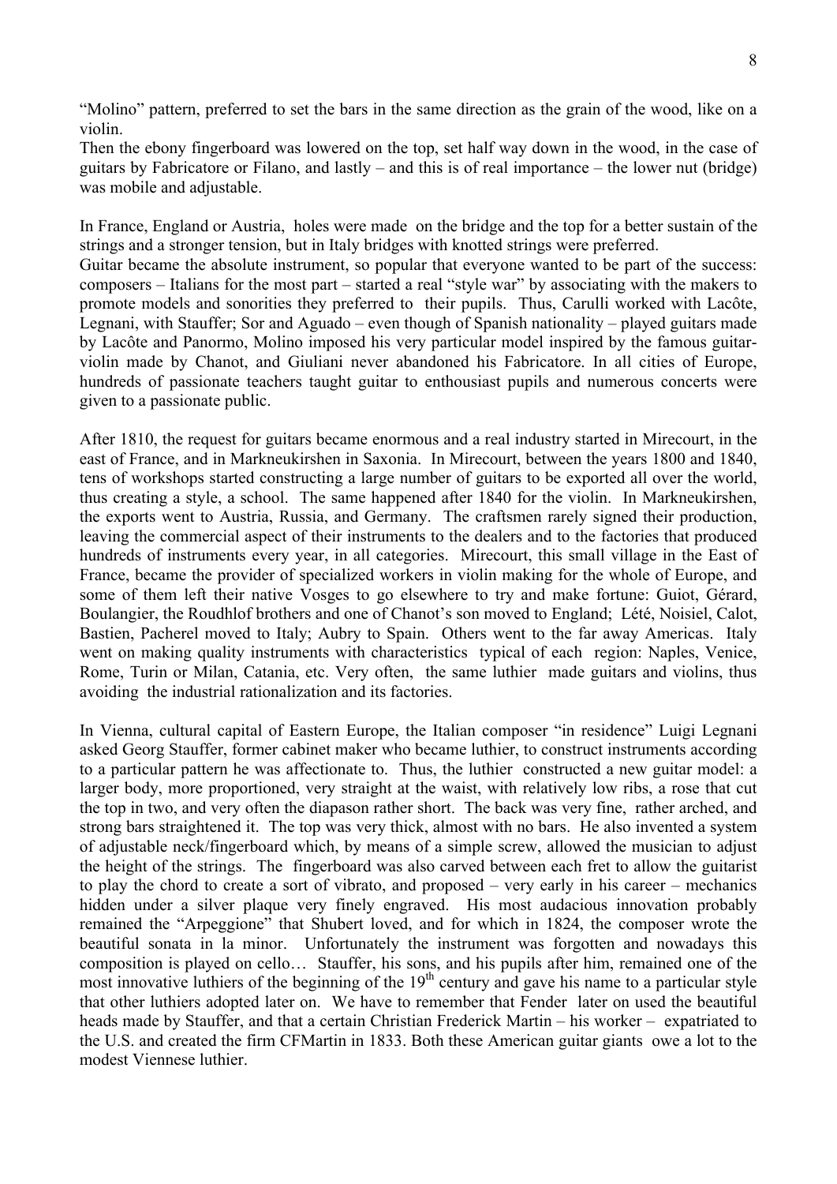"Molino" pattern, preferred to set the bars in the same direction as the grain of the wood, like on a violin.
Then the ebony fingerboard was lowered on the top, set half way down in the wood, in the case of guitars by Fabricatore or Filano, and lastly – and this is of real importance – the lower nut (bridge) was mobile and adjustable.

In France, England or Austria, holes were made on the bridge and the top for a better sustain of the strings and a stronger tension, but in Italy bridges with knotted strings were preferred.
Guitar became the absolute instrument, so popular that everyone wanted to be part of the success: composers – Italians for the most part – started a real "style war" by associating with the makers to promote models and sonorities they preferred to their pupils. Thus, Carulli worked with Lacôte, Legnani, with Stauffer; Sor and Aguado – even though of Spanish nationality – played guitars made by Lacôte and Panormo, Molino imposed his very particular model inspired by the famous guitar-violin made by Chanot, and Giuliani never abandoned his Fabricatore. In all cities of Europe, hundreds of passionate teachers taught guitar to enthousiast pupils and numerous concerts were given to a passionate public.

After 1810, the request for guitars became enormous and a real industry started in Mirecourt, in the east of France, and in Markneukirshen in Saxonia. In Mirecourt, between the years 1800 and 1840, tens of workshops started constructing a large number of guitars to be exported all over the world, thus creating a style, a school. The same happened after 1840 for the violin. In Markneukirshen, the exports went to Austria, Russia, and Germany. The craftsmen rarely signed their production, leaving the commercial aspect of their instruments to the dealers and to the factories that produced hundreds of instruments every year, in all categories. Mirecourt, this small village in the East of France, became the provider of specialized workers in violin making for the whole of Europe, and some of them left their native Vosges to go elsewhere to try and make fortune: Guiot, Gérard, Boulangier, the Roudhlof brothers and one of Chanot's son moved to England; Lété, Noisiel, Calot, Bastien, Pacherel moved to Italy; Aubry to Spain. Others went to the far away Americas. Italy went on making quality instruments with characteristics typical of each region: Naples, Venice, Rome, Turin or Milan, Catania, etc. Very often, the same luthier made guitars and violins, thus avoiding the industrial rationalization and its factories.

In Vienna, cultural capital of Eastern Europe, the Italian composer "in residence" Luigi Legnani asked Georg Stauffer, former cabinet maker who became luthier, to construct instruments according to a particular pattern he was affectionate to. Thus, the luthier constructed a new guitar model: a larger body, more proportioned, very straight at the waist, with relatively low ribs, a rose that cut the top in two, and very often the diapason rather short. The back was very fine, rather arched, and strong bars straightened it. The top was very thick, almost with no bars. He also invented a system of adjustable neck/fingerboard which, by means of a simple screw, allowed the musician to adjust the height of the strings. The fingerboard was also carved between each fret to allow the guitarist to play the chord to create a sort of vibrato, and proposed – very early in his career – mechanics hidden under a silver plaque very finely engraved. His most audacious innovation probably remained the "Arpeggione" that Shubert loved, and for which in 1824, the composer wrote the beautiful sonata in la minor. Unfortunately the instrument was forgotten and nowadays this composition is played on cello… Stauffer, his sons, and his pupils after him, remained one of the most innovative luthiers of the beginning of the 19th century and gave his name to a particular style that other luthiers adopted later on. We have to remember that Fender later on used the beautiful heads made by Stauffer, and that a certain Christian Frederick Martin – his worker – expatriated to the U.S. and created the firm CFMartin in 1833. Both these American guitar giants owe a lot to the modest Viennese luthier.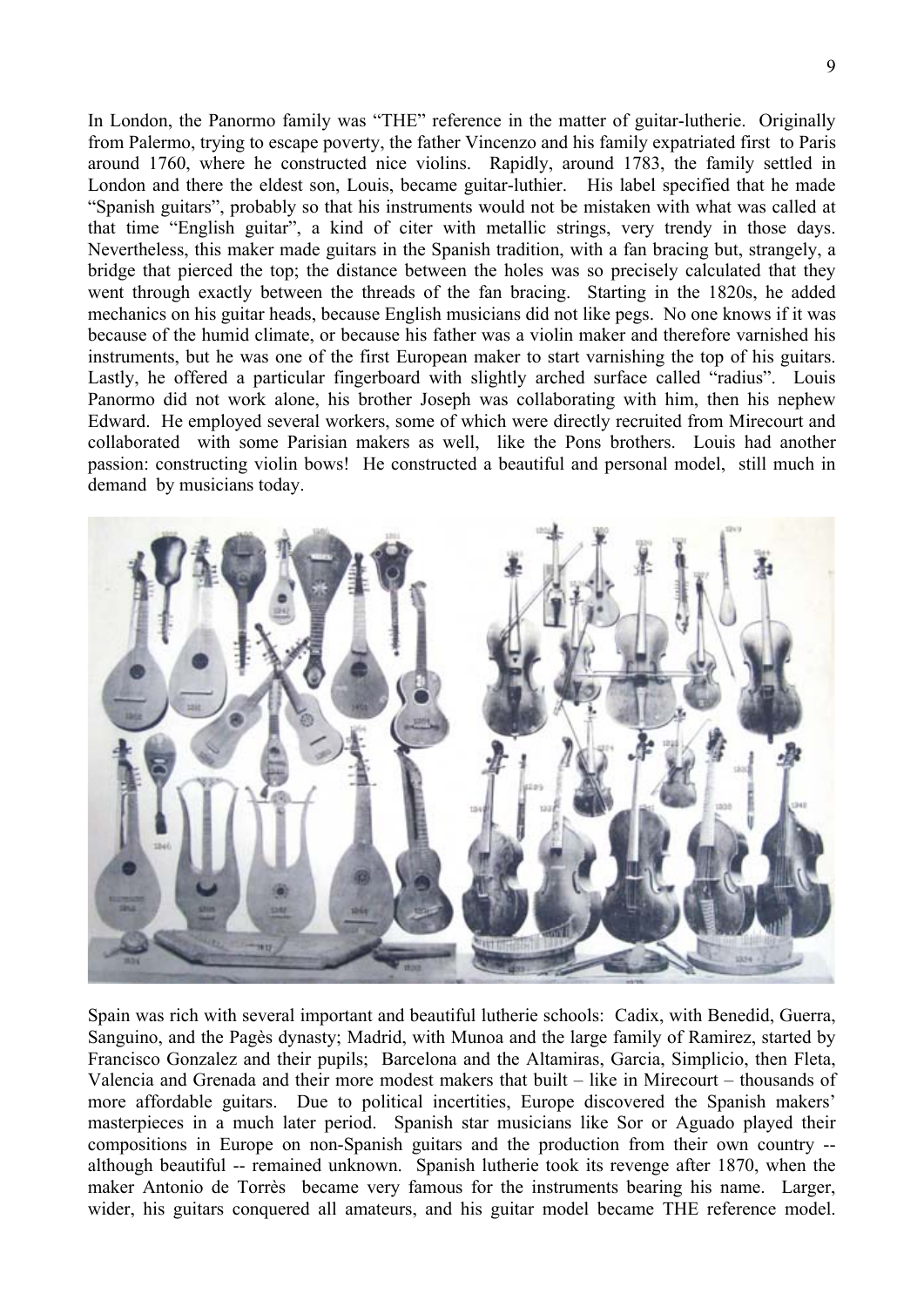In London, the Panormo family was “THE” reference in the matter of guitar-lutherie. Originally from Palermo, trying to escape poverty, the father Vincenzo and his family expatriated first to Paris around 1760, where he constructed nice violins. Rapidly, around 1783, the family settled in London and there the eldest son, Louis, became guitar-luthier. His label specified that he made “Spanish guitars”, probably so that his instruments would not be mistaken with what was called at that time “English guitar”, a kind of citer with metallic strings, very trendy in those days. Nevertheless, this maker made guitars in the Spanish tradition, with a fan bracing but, strangely, a bridge that pierced the top; the distance between the holes was so precisely calculated that they went through exactly between the threads of the fan bracing. Starting in the 1820s, he added mechanics on his guitar heads, because English musicians did not like pegs. No one knows if it was because of the humid climate, or because his father was a violin maker and therefore varnished his instruments, but he was one of the first European maker to start varnishing the top of his guitars. Lastly, he offered a particular fingerboard with slightly arched surface called “radius”. Louis Panormo did not work alone, his brother Joseph was collaborating with him, then his nephew Edward. He employed several workers, some of which were directly recruited from Mirecourt and collaborated with some Parisian makers as well, like the Pons brothers. Louis had another passion: constructing violin bows! He constructed a beautiful and personal model, still much in demand by musicians today.

Spain was rich with several important and beautiful lutherie schools: Cadix, with Benedid, Guerra, Sanguino, and the Pagès dynasty; Madrid, with Munoa and the large family of Ramirez, started by Francisco Gonzalez and their pupils; Barcelona and the Altamiras, Garcia, Simplicio, then Fleta, Valencia and Grenada and their more modest makers that built – like in Mirecourt – thousands of more affordable guitars. Due to political incertities, Europe discovered the Spanish makers' masterpieces in a much later period. Spanish star musicians like Sor or Aguado played their compositions in Europe on non-Spanish guitars and the production from their own country -- although beautiful -- remained unknown. Spanish lutherie took its revenge after 1870, when the maker Antonio de Torrès became very famous for the instruments bearing his name. Larger, wider, his guitars conquered all amateurs, and his guitar model became THE reference model.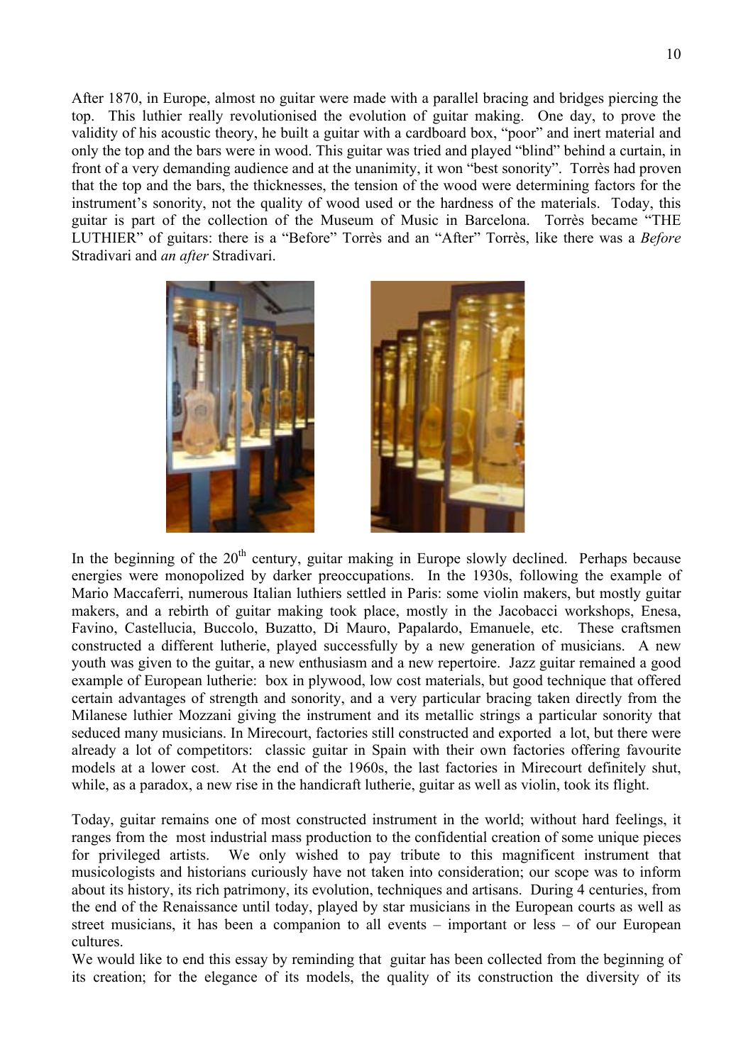After 1870, in Europe, almost no guitar were made with a parallel bracing and bridges piercing the top. This luthier really revolutionised the evolution of guitar making. One day, to prove the validity of his acoustic theory, he built a guitar with a cardboard box, "poor" and inert material and only the top and the bars were in wood. This guitar was tried and played "blind" behind a curtain, in front of a very demanding audience and at the unanimity, it won "best sonority". Torrès had proven that the top and the bars, the thicknesses, the tension of the wood were determining factors for the instrument's sonority, not the quality of wood used or the hardness of the materials. Today, this guitar is part of the collection of the Museum of Music in Barcelona. Torrès became "THE LUTHIER" of guitars: there is a "Before" Torrès and an "After" Torrès, like there was a *Before* Stradivari and *an after* Stradivari.

In the beginning of the 20th century, guitar making in Europe slowly declined. Perhaps because energies were monopolized by darker preoccupations. In the 1930s, following the example of Mario Maccaferri, numerous Italian luthiers settled in Paris: some violin makers, but mostly guitar makers, and a rebirth of guitar making took place, mostly in the Jacobacci workshops, Enesa, Favino, Castellucia, Buccolo, Buzatto, Di Mauro, Papalardo, Emanuele, etc. These craftsmen constructed a different lutherie, played successfully by a new generation of musicians. A new youth was given to the guitar, a new enthusiasm and a new repertoire. Jazz guitar remained a good example of European lutherie: box in plywood, low cost materials, but good technique that offered certain advantages of strength and sonority, and a very particular bracing taken directly from the Milanese luthier Mozzani giving the instrument and its metallic strings a particular sonority that seduced many musicians. In Mirecourt, factories still constructed and exported a lot, but there were already a lot of competitors: classic guitar in Spain with their own factories offering favourite models at a lower cost. At the end of the 1960s, the last factories in Mirecourt definitely shut, while, as a paradox, a new rise in the handicraft lutherie, guitar as well as violin, took its flight.

Today, guitar remains one of most constructed instrument in the world; without hard feelings, it ranges from the most industrial mass production to the confidential creation of some unique pieces for privileged artists. We only wished to pay tribute to this magnificent instrument that musicologists and historians curiously have not taken into consideration; our scope was to inform about its history, its rich patrimony, its evolution, techniques and artisans. During 4 centuries, from the end of the Renaissance until today, played by star musicians in the European courts as well as street musicians, it has been a companion to all events – important or less – of our European cultures.

We would like to end this essay by reminding that guitar has been collected from the beginning of its creation; for the elegance of its models, the quality of its construction the diversity of its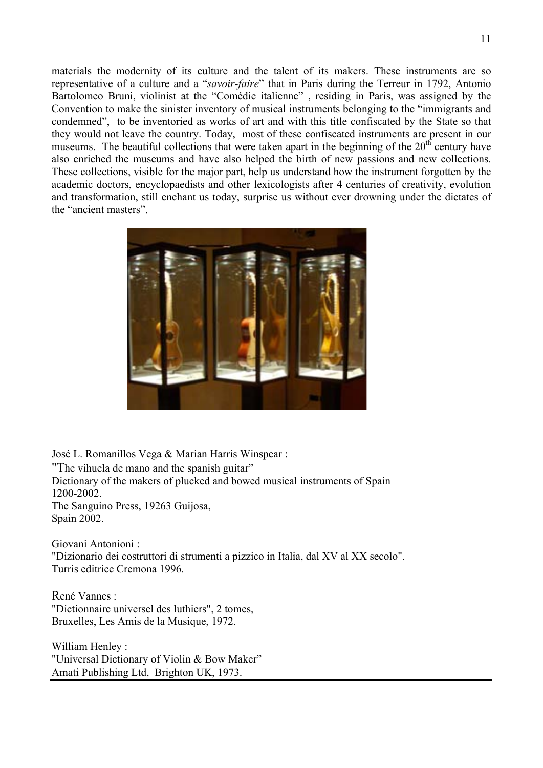materials the modernity of its culture and the talent of its makers. These instruments are so representative of a culture and a "*savoir-faire*" that in Paris during the Terreur in 1792, Antonio Bartolomeo Bruni, violinist at the "Comédie italienne" , residing in Paris, was assigned by the Convention to make the sinister inventory of musical instruments belonging to the "immigrants and condemned", to be inventoried as works of art and with this title confiscated by the State so that they would not leave the country. Today, most of these confiscated instruments are present in our museums. The beautiful collections that were taken apart in the beginning of the 20th century have also enriched the museums and have also helped the birth of new passions and new collections. These collections, visible for the major part, help us understand how the instrument forgotten by the academic doctors, encyclopaedists and other lexicologists after 4 centuries of creativity, evolution and transformation, still enchant us today, surprise us without ever drowning under the dictates of the "ancient masters".

José L. Romanillos Vega & Marian Harris Winspear :
"The vihuela de mano and the spanish guitar"
Dictionary of the makers of plucked and bowed musical instruments of Spain
1200-2002.
The Sanguino Press, 19263 Guijosa,
Spain 2002.

Giovani Antonioni :
"Dizionario dei costruttori di strumenti a pizzico in Italia, dal XV al XX secolo".
Turris editrice Cremona 1996.

René Vannes :
"Dictionnaire universel des luthiers", 2 tomes,
Bruxelles, Les Amis de la Musique, 1972.

William Henley :
"Universal Dictionary of Violin & Bow Maker"
Amati Publishing Ltd, Brighton UK, 1973.